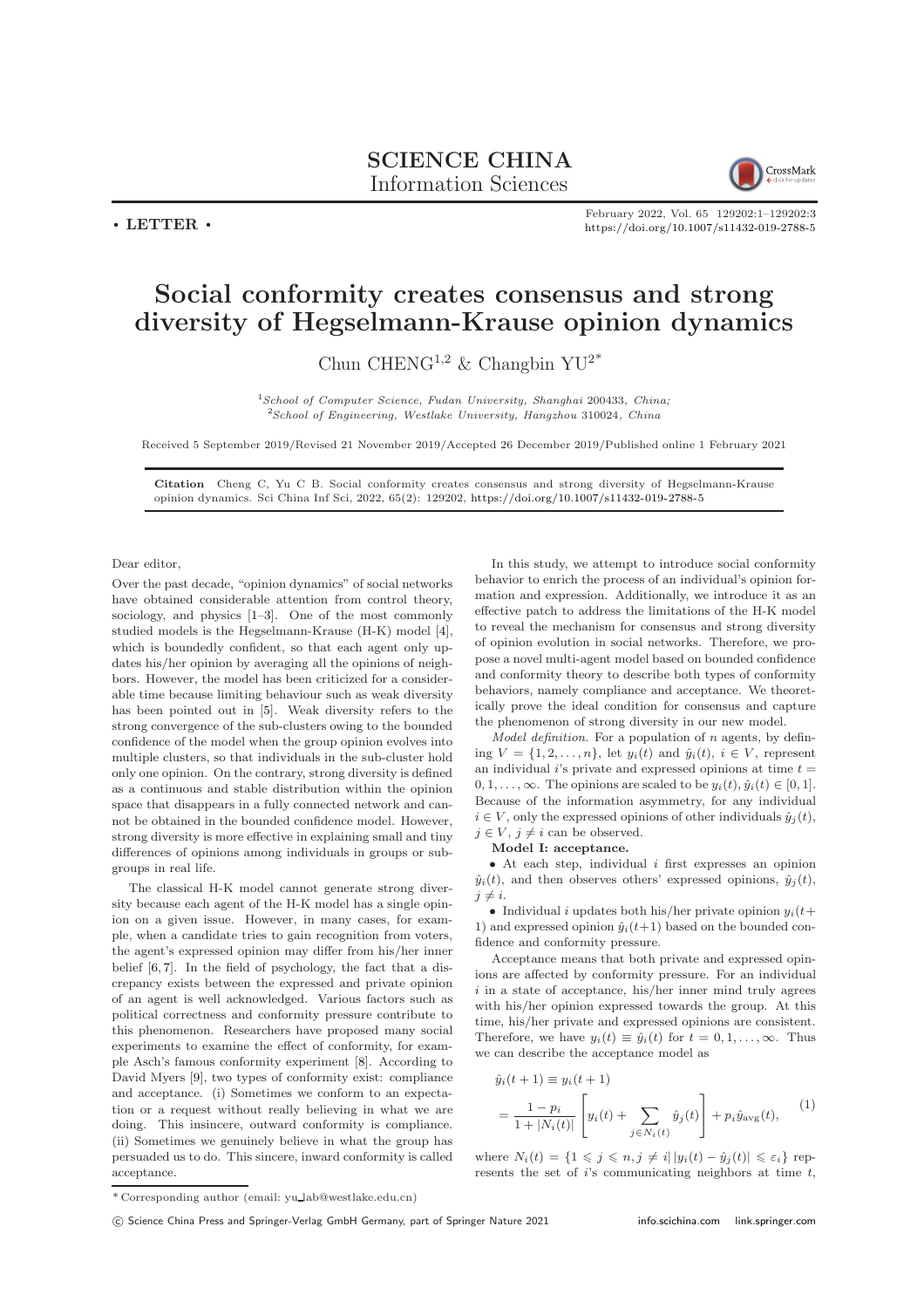SCIENCE CHINA
Information Sciences

• LETTER •

February 2022, Vol. 65 129202:1–129202:3
https://doi.org/10.1007/s11432-019-2788-5

# Social conformity creates consensus and strong diversity of Hegselmann-Krause opinion dynamics

Chun CHENG[1,2] & Changbin YU[2*]

[1] School of Computer Science, Fudan University, Shanghai 200433, China;
[2] School of Engineering, Westlake University, Hangzhou 310024, China

Received 5 September 2019/Revised 21 November 2019/Accepted 26 December 2019/Published online 1 February 2021

**Citation** Cheng C, Yu C B. Social conformity creates consensus and strong diversity of Hegselmann-Krause opinion dynamics. Sci China Inf Sci, 2022, 65(2): 129202, https://doi.org/10.1007/s11432-019-2788-5

Dear editor,

Over the past decade, "opinion dynamics" of social networks have obtained considerable attention from control theory, sociology, and physics [1–3]. One of the most commonly studied models is the Hegselmann-Krause (H-K) model [4], which is boundedly confident, so that each agent only updates his/her opinion by averaging all the opinions of neighbors. However, the model has been criticized for a considerable time because limiting behaviour such as weak diversity has been pointed out in [5]. Weak diversity refers to the strong convergence of the sub-clusters owing to the bounded confidence of the model when the group opinion evolves into multiple clusters, so that individuals in the sub-cluster hold only one opinion. On the contrary, strong diversity is defined as a continuous and stable distribution within the opinion space that disappears in a fully connected network and cannot be obtained in the bounded confidence model. However, strong diversity is more effective in explaining small and tiny differences of opinions among individuals in groups or subgroups in real life.

The classical H-K model cannot generate strong diversity because each agent of the H-K model has a single opinion on a given issue. However, in many cases, for example, when a candidate tries to gain recognition from voters, the agent's expressed opinion may differ from his/her inner belief [6, 7]. In the field of psychology, the fact that a discrepancy exists between the expressed and private opinion of an agent is well acknowledged. Various factors such as political correctness and conformity pressure contribute to this phenomenon. Researchers have proposed many social experiments to examine the effect of conformity, for example Asch's famous conformity experiment [8]. According to David Myers [9], two types of conformity exist: compliance and acceptance. (i) Sometimes we conform to an expectation or a request without really believing in what we are doing. This insincere, outward conformity is compliance. (ii) Sometimes we genuinely believe in what the group has persuaded us to do. This sincere, inward conformity is called acceptance.

In this study, we attempt to introduce social conformity behavior to enrich the process of an individual's opinion formation and expression. Additionally, we introduce it as an effective patch to address the limitations of the H-K model to reveal the mechanism for consensus and strong diversity of opinion evolution in social networks. Therefore, we propose a novel multi-agent model based on bounded confidence and conformity theory to describe both types of conformity behaviors, namely compliance and acceptance. We theoretically prove the ideal condition for consensus and capture the phenomenon of strong diversity in our new model.

*Model definition.* For a population of $n$ agents, by defining $V = \{1, 2, \ldots, n\}$, let $y_i(t)$ and $\hat{y}_i(t)$, $i \in V$, represent an individual $i$'s private and expressed opinions at time $t = 0, 1, \ldots, \infty$. The opinions are scaled to be $y_i(t), \hat{y}_i(t) \in [0, 1]$. Because of the information asymmetry, for any individual $i \in V$, only the expressed opinions of other individuals $\hat{y}_j(t)$, $j \in V$, $j \neq i$ can be observed.

**Model I: acceptance.**

- At each step, individual $i$ first expresses an opinion $\hat{y}_i(t)$, and then observes others' expressed opinions, $\hat{y}_j(t)$, $j \neq i$.
- Individual $i$ updates both his/her private opinion $y_i(t+1)$ and expressed opinion $\hat{y}_i(t+1)$ based on the bounded confidence and conformity pressure.

Acceptance means that both private and expressed opinions are affected by conformity pressure. For an individual $i$ in a state of acceptance, his/her inner mind truly agrees with his/her opinion expressed towards the group. At this time, his/her private and expressed opinions are consistent. Therefore, we have $y_i(t) \equiv \hat{y}_i(t)$ for $t = 0, 1, \ldots, \infty$. Thus we can describe the acceptance model as

$$\hat{y}_i(t+1) \equiv y_i(t+1) = \frac{1-p_i}{1+|N_i(t)|}\left[y_i(t) + \sum_{j\in N_i(t)} \hat{y}_j(t)\right] + p_i \hat{y}_{\text{avg}}(t), \tag{1}$$

where $N_i(t) = \{1 \leqslant j \leqslant n, j \neq i \,|\, |y_i(t) - \hat{y}_j(t)| \leqslant \varepsilon_i\}$ represents the set of $i$'s communicating neighbors at time $t$,

\* Corresponding author (email: yu_lab@westlake.edu.cn)

© Science China Press and Springer-Verlag GmbH Germany, part of Springer Nature 2021 info.scichina.com link.springer.com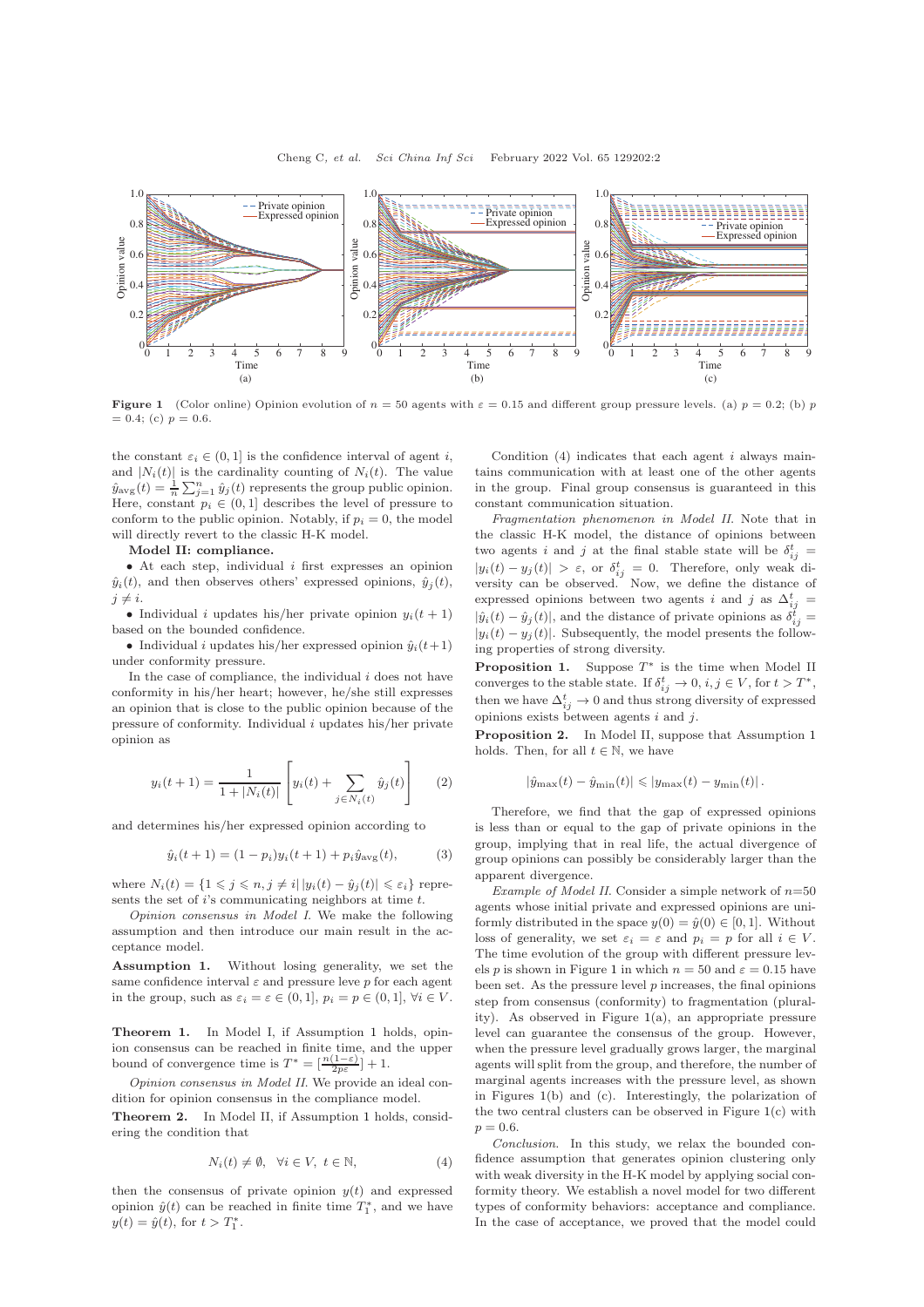Figure 1 (Color online) Opinion evolution of $n = 50$ agents with $\varepsilon = 0.15$ and different group pressure levels. (a) $p = 0.2$; (b) $p = 0.4$; (c) $p = 0.6$.

the constant $\varepsilon_i \in (0, 1]$ is the confidence interval of agent $i$, and $|N_i(t)|$ is the cardinality counting of $N_i(t)$. The value $\hat{y}_{\rm avg}(t) = \frac{1}{n}\sum_{j=1}^{n} \hat{y}_j(t)$ represents the group public opinion. Here, constant $p_i \in (0, 1]$ describes the level of pressure to conform to the public opinion. Notably, if $p_i = 0$, the model will directly revert to the classic H-K model.

**Model II: compliance.**

- At each step, individual $i$ first expresses an opinion $\hat{y}_i(t)$, and then observes others' expressed opinions, $\hat{y}_j(t)$, $j \neq i$.
- Individual $i$ updates his/her private opinion $y_i(t+1)$ based on the bounded confidence.
- Individual $i$ updates his/her expressed opinion $\hat{y}_i(t+1)$ under conformity pressure.

In the case of compliance, the individual $i$ does not have conformity in his/her heart; however, he/she still expresses an opinion that is close to the public opinion because of the pressure of conformity. Individual $i$ updates his/her private opinion as

$$y_i(t+1) = \frac{1}{1 + |N_i(t)|}\left[y_i(t) + \sum_{j \in N_i(t)} \hat{y}_j(t)\right] \tag{2}$$

and determines his/her expressed opinion according to

$$\hat{y}_i(t+1) = (1 - p_i)y_i(t+1) + p_i \hat{y}_{\rm avg}(t), \tag{3}$$

where $N_i(t) = \{1 \leqslant j \leqslant n, j \neq i \,|\, |y_i(t) - \hat{y}_j(t)| \leqslant \varepsilon_i\}$ represents the set of $i$'s communicating neighbors at time $t$.

*Opinion consensus in Model I.* We make the following assumption and then introduce our main result in the acceptance model.

**Assumption 1.** Without losing generality, we set the same confidence interval $\varepsilon$ and pressure leve $p$ for each agent in the group, such as $\varepsilon_i = \varepsilon \in (0, 1]$, $p_i = p \in (0, 1]$, $\forall i \in V$.

**Theorem 1.** In Model I, if Assumption 1 holds, opinion consensus can be reached in finite time, and the upper bound of convergence time is $T^* = [\frac{n(1-\varepsilon)}{2p\varepsilon}] + 1$.

*Opinion consensus in Model II.* We provide an ideal condition for opinion consensus in the compliance model.

**Theorem 2.** In Model II, if Assumption 1 holds, considering the condition that

$$N_i(t) \neq \emptyset, \quad \forall i \in V, \; t \in \mathbb{N}, \tag{4}$$

then the consensus of private opinion $y(t)$ and expressed opinion $\hat{y}(t)$ can be reached in finite time $T_1^*$, and we have $y(t) = \hat{y}(t)$, for $t > T_1^*$.

Condition (4) indicates that each agent $i$ always maintains communication with at least one of the other agents in the group. Final group consensus is guaranteed in this constant communication situation.

*Fragmentation phenomenon in Model II.* Note that in the classic H-K model, the distance of opinions between two agents $i$ and $j$ at the final stable state will be $\delta_{ij}^t = |y_i(t) - y_j(t)| > \varepsilon$, or $\delta_{ij}^t = 0$. Therefore, only weak diversity can be observed. Now, we define the distance of expressed opinions between two agents $i$ and $j$ as $\Delta_{ij}^t = |\hat{y}_i(t) - \hat{y}_j(t)|$, and the distance of private opinions as $\delta_{ij}^t = |y_i(t) - y_j(t)|$. Subsequently, the model presents the following properties of strong diversity.

**Proposition 1.** Suppose $T^*$ is the time when Model II converges to the stable state. If $\delta_{ij}^t \to 0$, $i, j \in V$, for $t > T^*$, then we have $\Delta_{ij}^t \to 0$ and thus strong diversity of expressed opinions exists between agents $i$ and $j$.

**Proposition 2.** In Model II, suppose that Assumption 1 holds. Then, for all $t \in \mathbb{N}$, we have

$$|\hat{y}_{\max}(t) - \hat{y}_{\min}(t)| \leqslant |y_{\max}(t) - y_{\min}(t)|.$$

Therefore, we find that the gap of expressed opinions is less than or equal to the gap of private opinions in the group, implying that in real life, the actual divergence of group opinions can possibly be considerably larger than the apparent divergence.

*Example of Model II.* Consider a simple network of $n$=50 agents whose initial private and expressed opinions are uniformly distributed in the space $y(0) = \hat{y}(0) \in [0, 1]$. Without loss of generality, we set $\varepsilon_i = \varepsilon$ and $p_i = p$ for all $i \in V$. The time evolution of the group with different pressure levels $p$ is shown in Figure 1 in which $n = 50$ and $\varepsilon = 0.15$ have been set. As the pressure level $p$ increases, the final opinions step from consensus (conformity) to fragmentation (plurality). As observed in Figure 1(a), an appropriate pressure level can guarantee the consensus of the group. However, when the pressure level gradually grows larger, the marginal agents will split from the group, and therefore, the number of marginal agents increases with the pressure level, as shown in Figures 1(b) and (c). Interestingly, the polarization of the two central clusters can be observed in Figure 1(c) with $p = 0.6$.

*Conclusion.* In this study, we relax the bounded confidence assumption that generates opinion clustering only with weak diversity in the H-K model by applying social conformity theory. We establish a novel model for two different types of conformity behaviors: acceptance and compliance. In the case of acceptance, we proved that the model could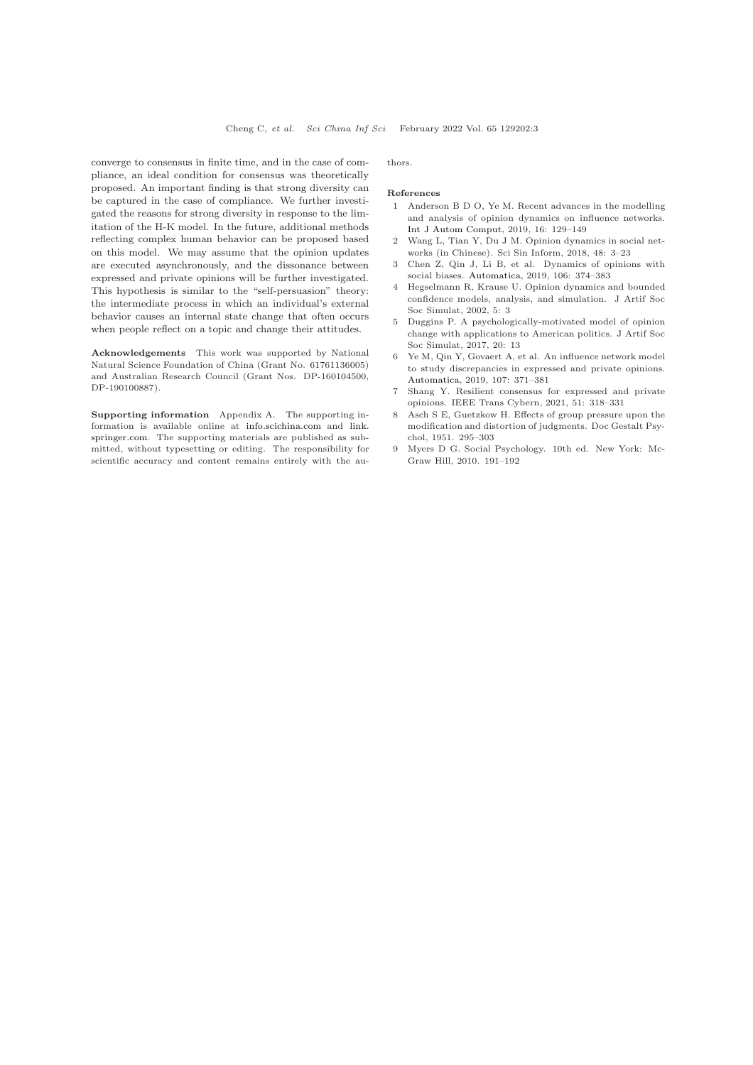converge to consensus in finite time, and in the case of compliance, an ideal condition for consensus was theoretically proposed. An important finding is that strong diversity can be captured in the case of compliance. We further investigated the reasons for strong diversity in response to the limitation of the H-K model. In the future, additional methods reflecting complex human behavior can be proposed based on this model. We may assume that the opinion updates are executed asynchronously, and the dissonance between expressed and private opinions will be further investigated. This hypothesis is similar to the "self-persuasion" theory: the intermediate process in which an individual's external behavior causes an internal state change that often occurs when people reflect on a topic and change their attitudes.

**Acknowledgements** This work was supported by National Natural Science Foundation of China (Grant No. 61761136005) and Australian Research Council (Grant Nos. DP-160104500, DP-190100887).

**Supporting information** Appendix A. The supporting information is available online at info.scichina.com and link.springer.com. The supporting materials are published as submitted, without typesetting or editing. The responsibility for scientific accuracy and content remains entirely with the authors.

**References**

1. Anderson B D O, Ye M. Recent advances in the modelling and analysis of opinion dynamics on influence networks. Int J Autom Comput, 2019, 16: 129–149
2. Wang L, Tian Y, Du J M. Opinion dynamics in social networks (in Chinese). Sci Sin Inform, 2018, 48: 3–23
3. Chen Z, Qin J, Li B, et al. Dynamics of opinions with social biases. Automatica, 2019, 106: 374–383
4. Hegselmann R, Krause U. Opinion dynamics and bounded confidence models, analysis, and simulation. J Artif Soc Soc Simulat, 2002, 5: 3
5. Duggins P. A psychologically-motivated model of opinion change with applications to American politics. J Artif Soc Soc Simulat, 2017, 20: 13
6. Ye M, Qin Y, Govaert A, et al. An influence network model to study discrepancies in expressed and private opinions. Automatica, 2019, 107: 371–381
7. Shang Y. Resilient consensus for expressed and private opinions. IEEE Trans Cybern, 2021, 51: 318–331
8. Asch S E, Guetzkow H. Effects of group pressure upon the modification and distortion of judgments. Doc Gestalt Psychol, 1951. 295–303
9. Myers D G. Social Psychology. 10th ed. New York: McGraw Hill, 2010. 191–192